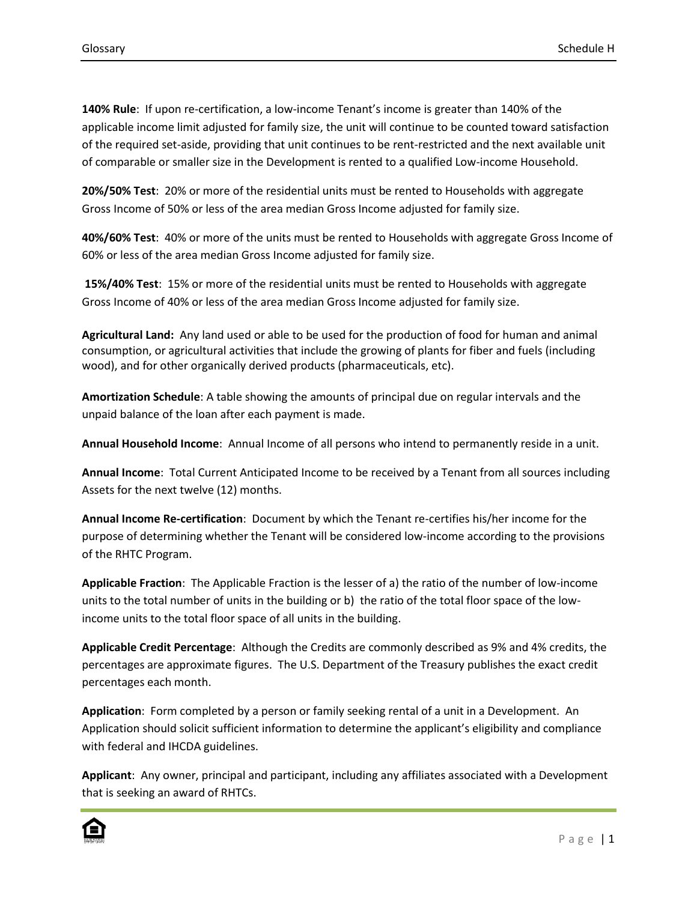**140% Rule**: If upon re-certification, a low-income Tenant's income is greater than 140% of the applicable income limit adjusted for family size, the unit will continue to be counted toward satisfaction of the required set-aside, providing that unit continues to be rent-restricted and the next available unit of comparable or smaller size in the Development is rented to a qualified Low-income Household.

**20%/50% Test**: 20% or more of the residential units must be rented to Households with aggregate Gross Income of 50% or less of the area median Gross Income adjusted for family size.

**40%/60% Test**: 40% or more of the units must be rented to Households with aggregate Gross Income of 60% or less of the area median Gross Income adjusted for family size.

**15%/40% Test**: 15% or more of the residential units must be rented to Households with aggregate Gross Income of 40% or less of the area median Gross Income adjusted for family size.

**Agricultural Land:** Any land used or able to be used for the production of food for human and animal consumption, or agricultural activities that include the growing of plants for fiber and fuels (including wood), and for other organically derived products (pharmaceuticals, etc).

**Amortization Schedule**: A table showing the amounts of principal due on regular intervals and the unpaid balance of the loan after each payment is made.

**Annual Household Income**: Annual Income of all persons who intend to permanently reside in a unit.

**Annual Income**: Total Current Anticipated Income to be received by a Tenant from all sources including Assets for the next twelve (12) months.

**Annual Income Re-certification**: Document by which the Tenant re-certifies his/her income for the purpose of determining whether the Tenant will be considered low-income according to the provisions of the RHTC Program.

**Applicable Fraction**: The Applicable Fraction is the lesser of a) the ratio of the number of low-income units to the total number of units in the building or b) the ratio of the total floor space of the low-income units to the total floor space of all units in the building.

**Applicable Credit Percentage**: Although the Credits are commonly described as 9% and 4% credits, the percentages are approximate figures. The U.S. Department of the Treasury publishes the exact credit percentages each month.

**Application**: Form completed by a person or family seeking rental of a unit in a Development. An Application should solicit sufficient information to determine the applicant's eligibility and compliance with federal and IHCDA guidelines.

**Applicant**: Any owner, principal and participant, including any affiliates associated with a Development that is seeking an award of RHTCs.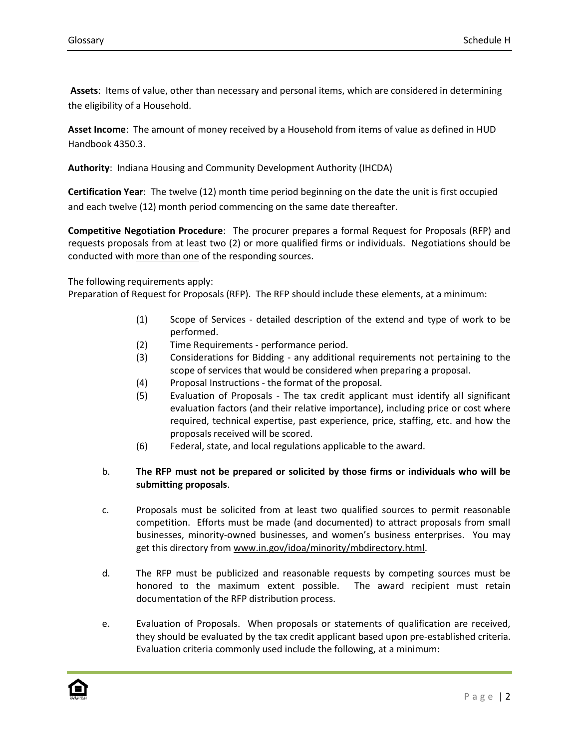**Assets**: Items of value, other than necessary and personal items, which are considered in determining the eligibility of a Household.

**Asset Income**: The amount of money received by a Household from items of value as defined in HUD Handbook 4350.3.

**Authority**: Indiana Housing and Community Development Authority (IHCDA)

**Certification Year**: The twelve (12) month time period beginning on the date the unit is first occupied and each twelve (12) month period commencing on the same date thereafter.

**Competitive Negotiation Procedure**: The procurer prepares a formal Request for Proposals (RFP) and requests proposals from at least two (2) or more qualified firms or individuals. Negotiations should be conducted with <u>more than one</u> of the responding sources.

The following requirements apply:
Preparation of Request for Proposals (RFP). The RFP should include these elements, at a minimum:

(1) Scope of Services - detailed description of the extend and type of work to be performed.
(2) Time Requirements - performance period.
(3) Considerations for Bidding - any additional requirements not pertaining to the scope of services that would be considered when preparing a proposal.
(4) Proposal Instructions - the format of the proposal.
(5) Evaluation of Proposals - The tax credit applicant must identify all significant evaluation factors (and their relative importance), including price or cost where required, technical expertise, past experience, price, staffing, etc. and how the proposals received will be scored.
(6) Federal, state, and local regulations applicable to the award.

b. **The RFP must not be prepared or solicited by those firms or individuals who will be submitting proposals**.

c. Proposals must be solicited from at least two qualified sources to permit reasonable competition. Efforts must be made (and documented) to attract proposals from small businesses, minority-owned businesses, and women's business enterprises. You may get this directory from <u>www.in.gov/idoa/minority/mbdirectory.html</u>.

d. The RFP must be publicized and reasonable requests by competing sources must be honored to the maximum extent possible. The award recipient must retain documentation of the RFP distribution process.

e. Evaluation of Proposals. When proposals or statements of qualification are received, they should be evaluated by the tax credit applicant based upon pre-established criteria. Evaluation criteria commonly used include the following, at a minimum: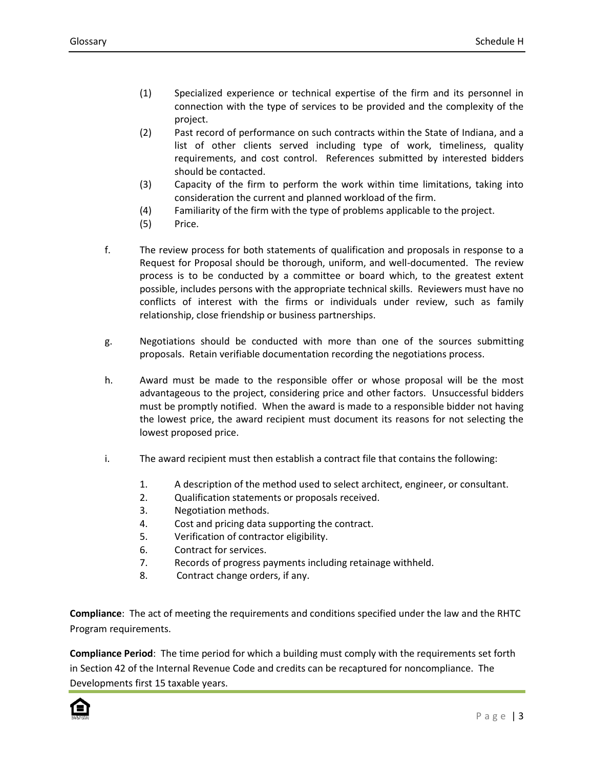(1) Specialized experience or technical expertise of the firm and its personnel in connection with the type of services to be provided and the complexity of the project.
(2) Past record of performance on such contracts within the State of Indiana, and a list of other clients served including type of work, timeliness, quality requirements, and cost control. References submitted by interested bidders should be contacted.
(3) Capacity of the firm to perform the work within time limitations, taking into consideration the current and planned workload of the firm.
(4) Familiarity of the firm with the type of problems applicable to the project.
(5) Price.

f. The review process for both statements of qualification and proposals in response to a Request for Proposal should be thorough, uniform, and well-documented. The review process is to be conducted by a committee or board which, to the greatest extent possible, includes persons with the appropriate technical skills. Reviewers must have no conflicts of interest with the firms or individuals under review, such as family relationship, close friendship or business partnerships.

g. Negotiations should be conducted with more than one of the sources submitting proposals. Retain verifiable documentation recording the negotiations process.

h. Award must be made to the responsible offer or whose proposal will be the most advantageous to the project, considering price and other factors. Unsuccessful bidders must be promptly notified. When the award is made to a responsible bidder not having the lowest price, the award recipient must document its reasons for not selecting the lowest proposed price.

i. The award recipient must then establish a contract file that contains the following:

1. A description of the method used to select architect, engineer, or consultant.
2. Qualification statements or proposals received.
3. Negotiation methods.
4. Cost and pricing data supporting the contract.
5. Verification of contractor eligibility.
6. Contract for services.
7. Records of progress payments including retainage withheld.
8. Contract change orders, if any.

**Compliance**: The act of meeting the requirements and conditions specified under the law and the RHTC Program requirements.

**Compliance Period**: The time period for which a building must comply with the requirements set forth in Section 42 of the Internal Revenue Code and credits can be recaptured for noncompliance. The Developments first 15 taxable years.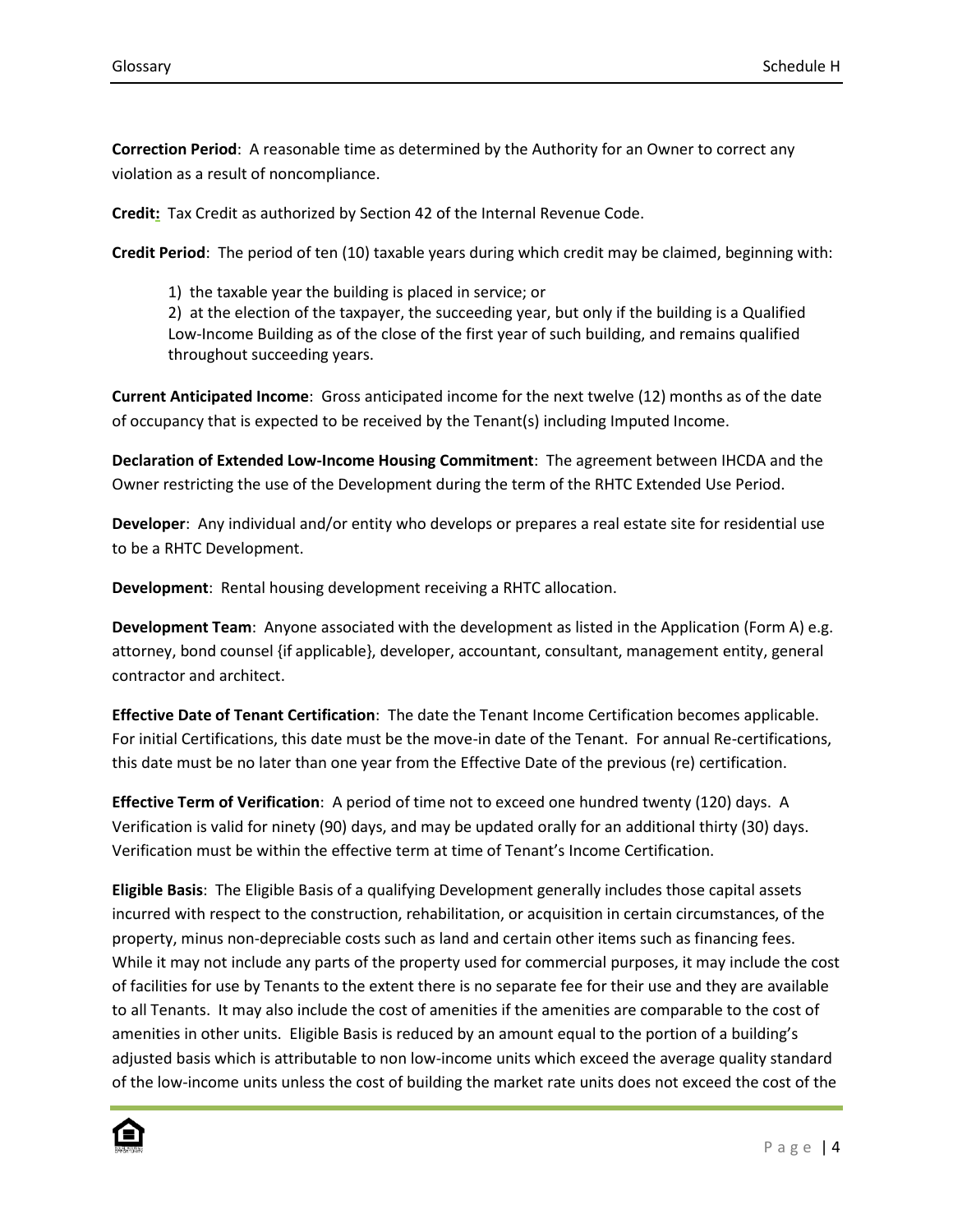**Correction Period**: A reasonable time as determined by the Authority for an Owner to correct any violation as a result of noncompliance.

**Credit:** Tax Credit as authorized by Section 42 of the Internal Revenue Code.

**Credit Period**: The period of ten (10) taxable years during which credit may be claimed, beginning with:

> 1) the taxable year the building is placed in service; or
> 2) at the election of the taxpayer, the succeeding year, but only if the building is a Qualified Low-Income Building as of the close of the first year of such building, and remains qualified throughout succeeding years.

**Current Anticipated Income**: Gross anticipated income for the next twelve (12) months as of the date of occupancy that is expected to be received by the Tenant(s) including Imputed Income.

**Declaration of Extended Low-Income Housing Commitment**: The agreement between IHCDA and the Owner restricting the use of the Development during the term of the RHTC Extended Use Period.

**Developer**: Any individual and/or entity who develops or prepares a real estate site for residential use to be a RHTC Development.

**Development**: Rental housing development receiving a RHTC allocation.

**Development Team**: Anyone associated with the development as listed in the Application (Form A) e.g. attorney, bond counsel {if applicable}, developer, accountant, consultant, management entity, general contractor and architect.

**Effective Date of Tenant Certification**: The date the Tenant Income Certification becomes applicable. For initial Certifications, this date must be the move-in date of the Tenant. For annual Re-certifications, this date must be no later than one year from the Effective Date of the previous (re) certification.

**Effective Term of Verification**: A period of time not to exceed one hundred twenty (120) days. A Verification is valid for ninety (90) days, and may be updated orally for an additional thirty (30) days. Verification must be within the effective term at time of Tenant's Income Certification.

**Eligible Basis**: The Eligible Basis of a qualifying Development generally includes those capital assets incurred with respect to the construction, rehabilitation, or acquisition in certain circumstances, of the property, minus non-depreciable costs such as land and certain other items such as financing fees. While it may not include any parts of the property used for commercial purposes, it may include the cost of facilities for use by Tenants to the extent there is no separate fee for their use and they are available to all Tenants. It may also include the cost of amenities if the amenities are comparable to the cost of amenities in other units. Eligible Basis is reduced by an amount equal to the portion of a building's adjusted basis which is attributable to non low-income units which exceed the average quality standard of the low-income units unless the cost of building the market rate units does not exceed the cost of the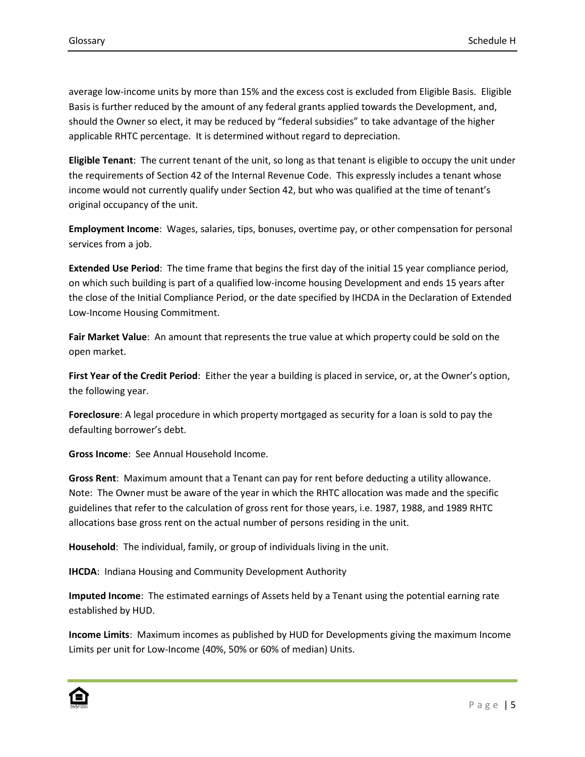average low-income units by more than 15% and the excess cost is excluded from Eligible Basis. Eligible Basis is further reduced by the amount of any federal grants applied towards the Development, and, should the Owner so elect, it may be reduced by "federal subsidies" to take advantage of the higher applicable RHTC percentage. It is determined without regard to depreciation.

**Eligible Tenant**: The current tenant of the unit, so long as that tenant is eligible to occupy the unit under the requirements of Section 42 of the Internal Revenue Code. This expressly includes a tenant whose income would not currently qualify under Section 42, but who was qualified at the time of tenant's original occupancy of the unit.

**Employment Income**: Wages, salaries, tips, bonuses, overtime pay, or other compensation for personal services from a job.

**Extended Use Period**: The time frame that begins the first day of the initial 15 year compliance period, on which such building is part of a qualified low-income housing Development and ends 15 years after the close of the Initial Compliance Period, or the date specified by IHCDA in the Declaration of Extended Low-Income Housing Commitment.

**Fair Market Value**: An amount that represents the true value at which property could be sold on the open market.

**First Year of the Credit Period**: Either the year a building is placed in service, or, at the Owner's option, the following year.

**Foreclosure**: A legal procedure in which property mortgaged as security for a loan is sold to pay the defaulting borrower's debt.

**Gross Income**: See Annual Household Income.

**Gross Rent**: Maximum amount that a Tenant can pay for rent before deducting a utility allowance. Note: The Owner must be aware of the year in which the RHTC allocation was made and the specific guidelines that refer to the calculation of gross rent for those years, i.e. 1987, 1988, and 1989 RHTC allocations base gross rent on the actual number of persons residing in the unit.

**Household**: The individual, family, or group of individuals living in the unit.

**IHCDA**: Indiana Housing and Community Development Authority

**Imputed Income**: The estimated earnings of Assets held by a Tenant using the potential earning rate established by HUD.

**Income Limits**: Maximum incomes as published by HUD for Developments giving the maximum Income Limits per unit for Low-Income (40%, 50% or 60% of median) Units.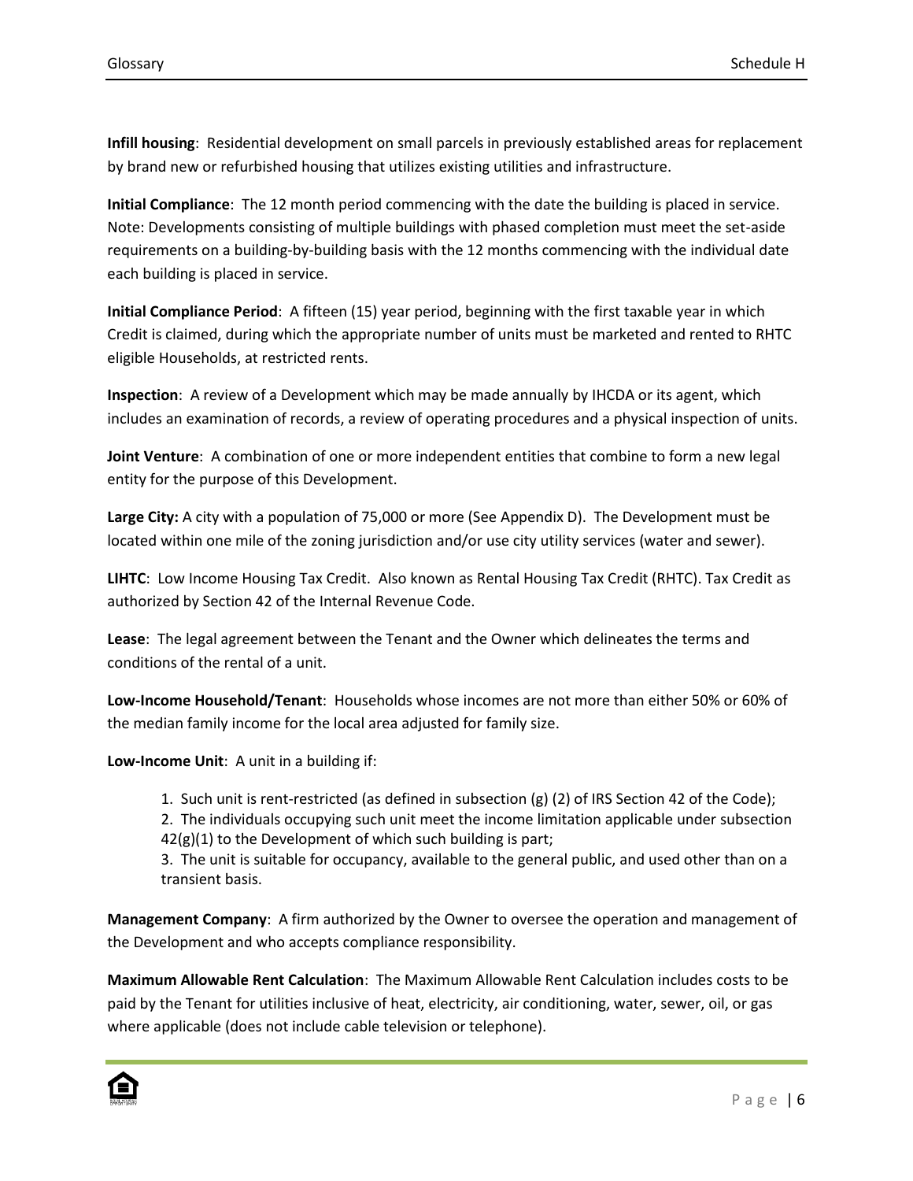**Infill housing**: Residential development on small parcels in previously established areas for replacement by brand new or refurbished housing that utilizes existing utilities and infrastructure.

**Initial Compliance**: The 12 month period commencing with the date the building is placed in service. Note: Developments consisting of multiple buildings with phased completion must meet the set-aside requirements on a building-by-building basis with the 12 months commencing with the individual date each building is placed in service.

**Initial Compliance Period**: A fifteen (15) year period, beginning with the first taxable year in which Credit is claimed, during which the appropriate number of units must be marketed and rented to RHTC eligible Households, at restricted rents.

**Inspection**: A review of a Development which may be made annually by IHCDA or its agent, which includes an examination of records, a review of operating procedures and a physical inspection of units.

**Joint Venture**: A combination of one or more independent entities that combine to form a new legal entity for the purpose of this Development.

**Large City:** A city with a population of 75,000 or more (See Appendix D). The Development must be located within one mile of the zoning jurisdiction and/or use city utility services (water and sewer).

**LIHTC**: Low Income Housing Tax Credit. Also known as Rental Housing Tax Credit (RHTC). Tax Credit as authorized by Section 42 of the Internal Revenue Code.

**Lease**: The legal agreement between the Tenant and the Owner which delineates the terms and conditions of the rental of a unit.

**Low-Income Household/Tenant**: Households whose incomes are not more than either 50% or 60% of the median family income for the local area adjusted for family size.

**Low-Income Unit**: A unit in a building if:

1. Such unit is rent-restricted (as defined in subsection (g) (2) of IRS Section 42 of the Code);
2. The individuals occupying such unit meet the income limitation applicable under subsection 42(g)(1) to the Development of which such building is part;
3. The unit is suitable for occupancy, available to the general public, and used other than on a transient basis.

**Management Company**: A firm authorized by the Owner to oversee the operation and management of the Development and who accepts compliance responsibility.

**Maximum Allowable Rent Calculation**: The Maximum Allowable Rent Calculation includes costs to be paid by the Tenant for utilities inclusive of heat, electricity, air conditioning, water, sewer, oil, or gas where applicable (does not include cable television or telephone).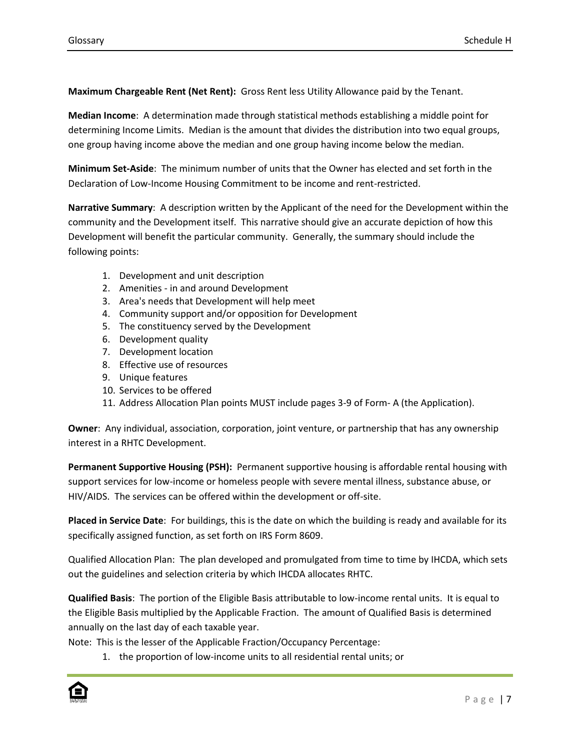**Maximum Chargeable Rent (Net Rent):** Gross Rent less Utility Allowance paid by the Tenant.

**Median Income**: A determination made through statistical methods establishing a middle point for determining Income Limits. Median is the amount that divides the distribution into two equal groups, one group having income above the median and one group having income below the median.

**Minimum Set-Aside**: The minimum number of units that the Owner has elected and set forth in the Declaration of Low-Income Housing Commitment to be income and rent-restricted.

**Narrative Summary**: A description written by the Applicant of the need for the Development within the community and the Development itself. This narrative should give an accurate depiction of how this Development will benefit the particular community. Generally, the summary should include the following points:

1. Development and unit description
2. Amenities - in and around Development
3. Area's needs that Development will help meet
4. Community support and/or opposition for Development
5. The constituency served by the Development
6. Development quality
7. Development location
8. Effective use of resources
9. Unique features
10. Services to be offered
11. Address Allocation Plan points MUST include pages 3-9 of Form- A (the Application).

**Owner**: Any individual, association, corporation, joint venture, or partnership that has any ownership interest in a RHTC Development.

**Permanent Supportive Housing (PSH):** Permanent supportive housing is affordable rental housing with support services for low-income or homeless people with severe mental illness, substance abuse, or HIV/AIDS. The services can be offered within the development or off-site.

**Placed in Service Date**: For buildings, this is the date on which the building is ready and available for its specifically assigned function, as set forth on IRS Form 8609.

Qualified Allocation Plan: The plan developed and promulgated from time to time by IHCDA, which sets out the guidelines and selection criteria by which IHCDA allocates RHTC.

**Qualified Basis**: The portion of the Eligible Basis attributable to low-income rental units. It is equal to the Eligible Basis multiplied by the Applicable Fraction. The amount of Qualified Basis is determined annually on the last day of each taxable year.

Note: This is the lesser of the Applicable Fraction/Occupancy Percentage:

1. the proportion of low-income units to all residential rental units; or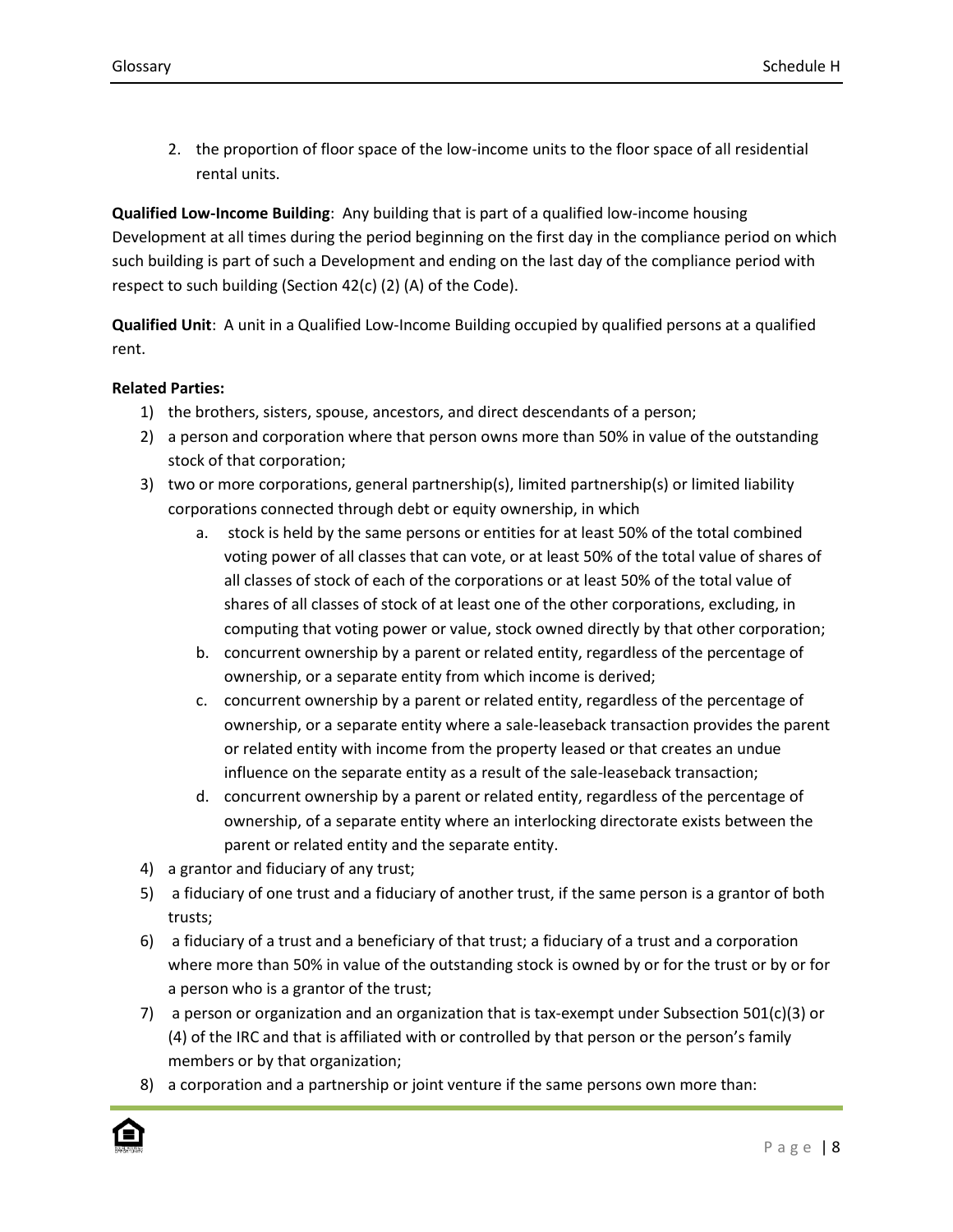2. the proportion of floor space of the low-income units to the floor space of all residential rental units.

**Qualified Low-Income Building**: Any building that is part of a qualified low-income housing Development at all times during the period beginning on the first day in the compliance period on which such building is part of such a Development and ending on the last day of the compliance period with respect to such building (Section 42(c) (2) (A) of the Code).

**Qualified Unit**: A unit in a Qualified Low-Income Building occupied by qualified persons at a qualified rent.

**Related Parties:**

1) the brothers, sisters, spouse, ancestors, and direct descendants of a person;
2) a person and corporation where that person owns more than 50% in value of the outstanding stock of that corporation;
3) two or more corporations, general partnership(s), limited partnership(s) or limited liability corporations connected through debt or equity ownership, in which
   a. stock is held by the same persons or entities for at least 50% of the total combined voting power of all classes that can vote, or at least 50% of the total value of shares of all classes of stock of each of the corporations or at least 50% of the total value of shares of all classes of stock of at least one of the other corporations, excluding, in computing that voting power or value, stock owned directly by that other corporation;
   b. concurrent ownership by a parent or related entity, regardless of the percentage of ownership, or a separate entity from which income is derived;
   c. concurrent ownership by a parent or related entity, regardless of the percentage of ownership, or a separate entity where a sale-leaseback transaction provides the parent or related entity with income from the property leased or that creates an undue influence on the separate entity as a result of the sale-leaseback transaction;
   d. concurrent ownership by a parent or related entity, regardless of the percentage of ownership, of a separate entity where an interlocking directorate exists between the parent or related entity and the separate entity.
4) a grantor and fiduciary of any trust;
5) a fiduciary of one trust and a fiduciary of another trust, if the same person is a grantor of both trusts;
6) a fiduciary of a trust and a beneficiary of that trust; a fiduciary of a trust and a corporation where more than 50% in value of the outstanding stock is owned by or for the trust or by or for a person who is a grantor of the trust;
7) a person or organization and an organization that is tax-exempt under Subsection 501(c)(3) or (4) of the IRC and that is affiliated with or controlled by that person or the person's family members or by that organization;
8) a corporation and a partnership or joint venture if the same persons own more than: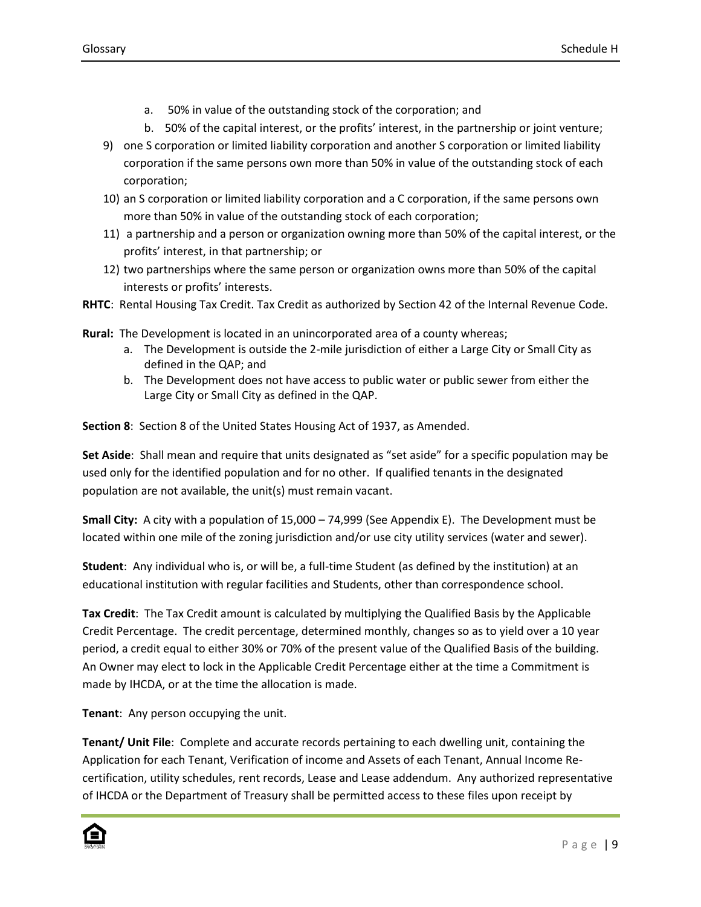a. 50% in value of the outstanding stock of the corporation; and
   b. 50% of the capital interest, or the profits' interest, in the partnership or joint venture;

9) one S corporation or limited liability corporation and another S corporation or limited liability corporation if the same persons own more than 50% in value of the outstanding stock of each corporation;
10) an S corporation or limited liability corporation and a C corporation, if the same persons own more than 50% in value of the outstanding stock of each corporation;
11) a partnership and a person or organization owning more than 50% of the capital interest, or the profits' interest, in that partnership; or
12) two partnerships where the same person or organization owns more than 50% of the capital interests or profits' interests.

**RHTC**: Rental Housing Tax Credit. Tax Credit as authorized by Section 42 of the Internal Revenue Code.

**Rural:** The Development is located in an unincorporated area of a county whereas;

   a. The Development is outside the 2-mile jurisdiction of either a Large City or Small City as defined in the QAP; and
   b. The Development does not have access to public water or public sewer from either the Large City or Small City as defined in the QAP.

**Section 8**: Section 8 of the United States Housing Act of 1937, as Amended.

**Set Aside**: Shall mean and require that units designated as "set aside" for a specific population may be used only for the identified population and for no other. If qualified tenants in the designated population are not available, the unit(s) must remain vacant.

**Small City:** A city with a population of 15,000 – 74,999 (See Appendix E). The Development must be located within one mile of the zoning jurisdiction and/or use city utility services (water and sewer).

**Student**: Any individual who is, or will be, a full-time Student (as defined by the institution) at an educational institution with regular facilities and Students, other than correspondence school.

**Tax Credit**: The Tax Credit amount is calculated by multiplying the Qualified Basis by the Applicable Credit Percentage. The credit percentage, determined monthly, changes so as to yield over a 10 year period, a credit equal to either 30% or 70% of the present value of the Qualified Basis of the building. An Owner may elect to lock in the Applicable Credit Percentage either at the time a Commitment is made by IHCDA, or at the time the allocation is made.

**Tenant**: Any person occupying the unit.

**Tenant/ Unit File**: Complete and accurate records pertaining to each dwelling unit, containing the Application for each Tenant, Verification of income and Assets of each Tenant, Annual Income Re-certification, utility schedules, rent records, Lease and Lease addendum. Any authorized representative of IHCDA or the Department of Treasury shall be permitted access to these files upon receipt by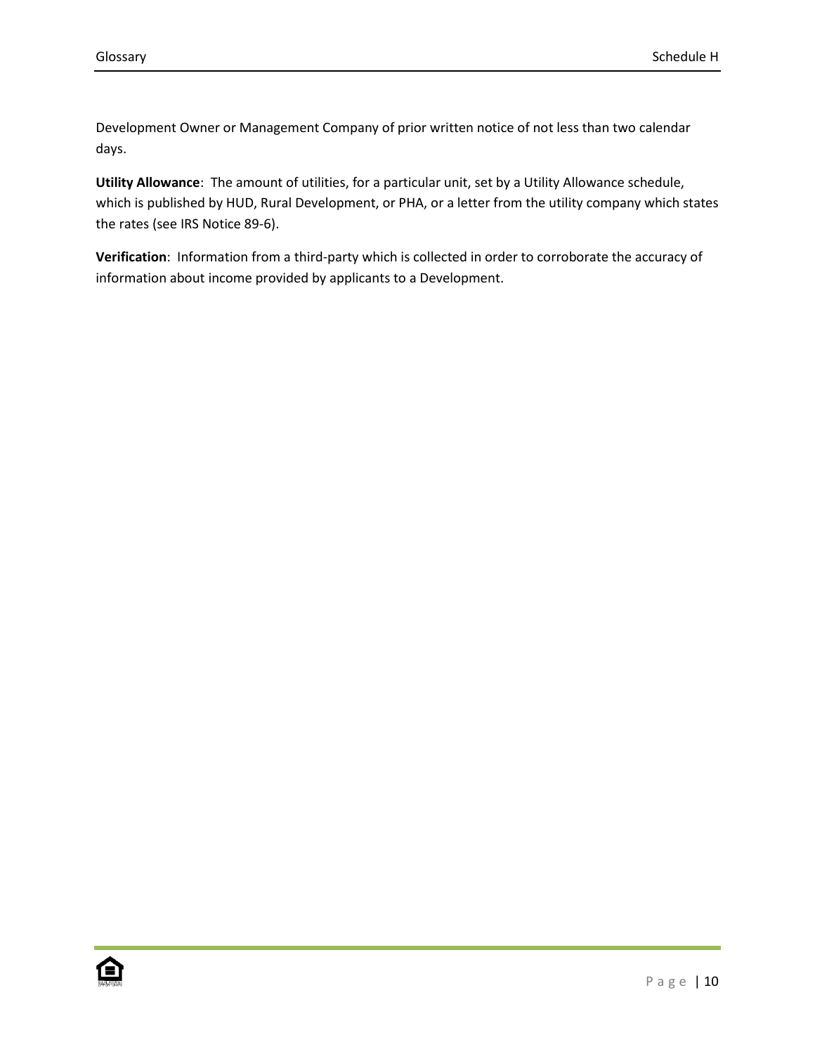Development Owner or Management Company of prior written notice of not less than two calendar days.

**Utility Allowance**: The amount of utilities, for a particular unit, set by a Utility Allowance schedule, which is published by HUD, Rural Development, or PHA, or a letter from the utility company which states the rates (see IRS Notice 89-6).

**Verification**: Information from a third-party which is collected in order to corroborate the accuracy of information about income provided by applicants to a Development.